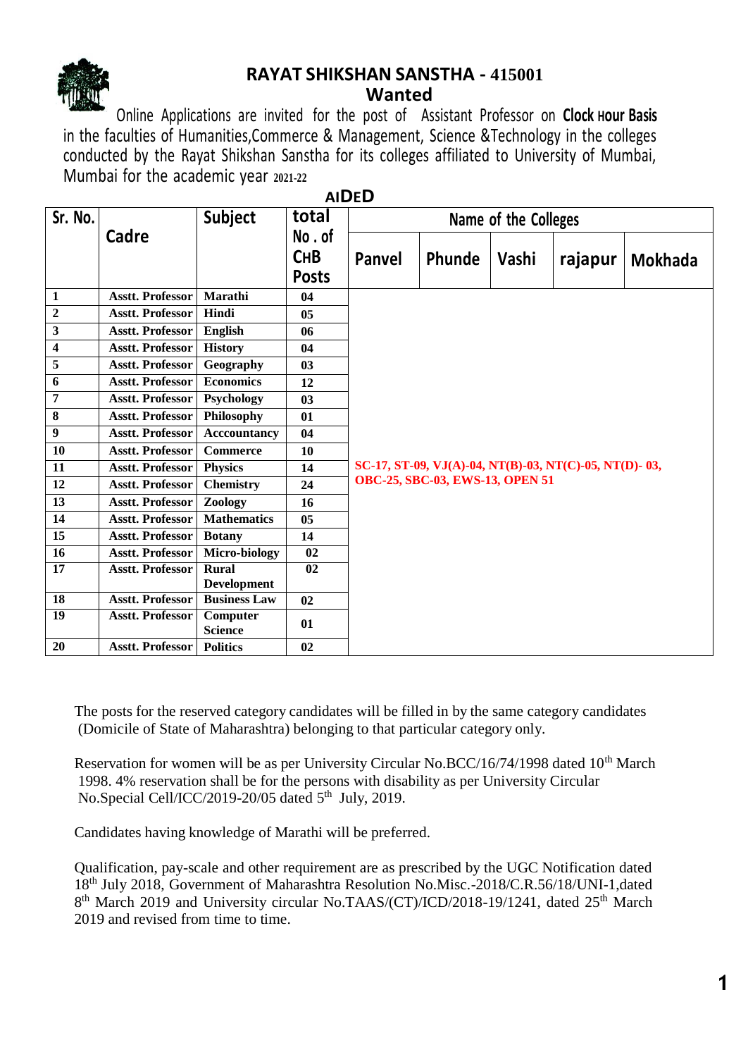# RAYAT SHIKSHAN SANSTHA - 415001

## Wanted

Online Applications are invited for the post of Assistant Professor on **Clock Hour Basis** in the faculties of Humanities,Commerce & Management, Science &Technology in the colleges conducted by the Rayat Shikshan Sanstha for its colleges affiliated to University of Mumbai, Mumbai for the academic year 2021-22

**AIDED**

| Sr. No. | Cadre | Subject | total No . of CHB Posts | Name of the Colleges | | | | |
|---|---|---|---|---|---|---|---|---|
| | | | | Panvel | Phunde | Vashi | rajapur | Mokhada |
| 1 | Asstt. Professor | Marathi | 04 | SC-17, ST-09, VJ(A)-04, NT(B)-03, NT(C)-05, NT(D)- 03, OBC-25, SBC-03, EWS-13, OPEN 51 | | | | |
| 2 | Asstt. Professor | Hindi | 05 | | | | | |
| 3 | Asstt. Professor | English | 06 | | | | | |
| 4 | Asstt. Professor | History | 04 | | | | | |
| 5 | Asstt. Professor | Geography | 03 | | | | | |
| 6 | Asstt. Professor | Economics | 12 | | | | | |
| 7 | Asstt. Professor | Psychology | 03 | | | | | |
| 8 | Asstt. Professor | Philosophy | 01 | | | | | |
| 9 | Asstt. Professor | Acccountancy | 04 | | | | | |
| 10 | Asstt. Professor | Commerce | 10 | | | | | |
| 11 | Asstt. Professor | Physics | 14 | | | | | |
| 12 | Asstt. Professor | Chemistry | 24 | | | | | |
| 13 | Asstt. Professor | Zoology | 16 | | | | | |
| 14 | Asstt. Professor | Mathematics | 05 | | | | | |
| 15 | Asstt. Professor | Botany | 14 | | | | | |
| 16 | Asstt. Professor | Micro-biology | 02 | | | | | |
| 17 | Asstt. Professor | Rural Development | 02 | | | | | |
| 18 | Asstt. Professor | Business Law | 02 | | | | | |
| 19 | Asstt. Professor | Computer Science | 01 | | | | | |
| 20 | Asstt. Professor | Politics | 02 | | | | | |

The posts for the reserved category candidates will be filled in by the same category candidates (Domicile of State of Maharashtra) belonging to that particular category only.

Reservation for women will be as per University Circular No.BCC/16/74/1998 dated 10th March 1998. 4% reservation shall be for the persons with disability as per University Circular No.Special Cell/ICC/2019-20/05 dated 5th July, 2019.

Candidates having knowledge of Marathi will be preferred.

Qualification, pay-scale and other requirement are as prescribed by the UGC Notification dated 18th July 2018, Government of Maharashtra Resolution No.Misc.-2018/C.R.56/18/UNI-1,dated 8th March 2019 and University circular No.TAAS/(CT)/ICD/2018-19/1241, dated 25th March 2019 and revised from time to time.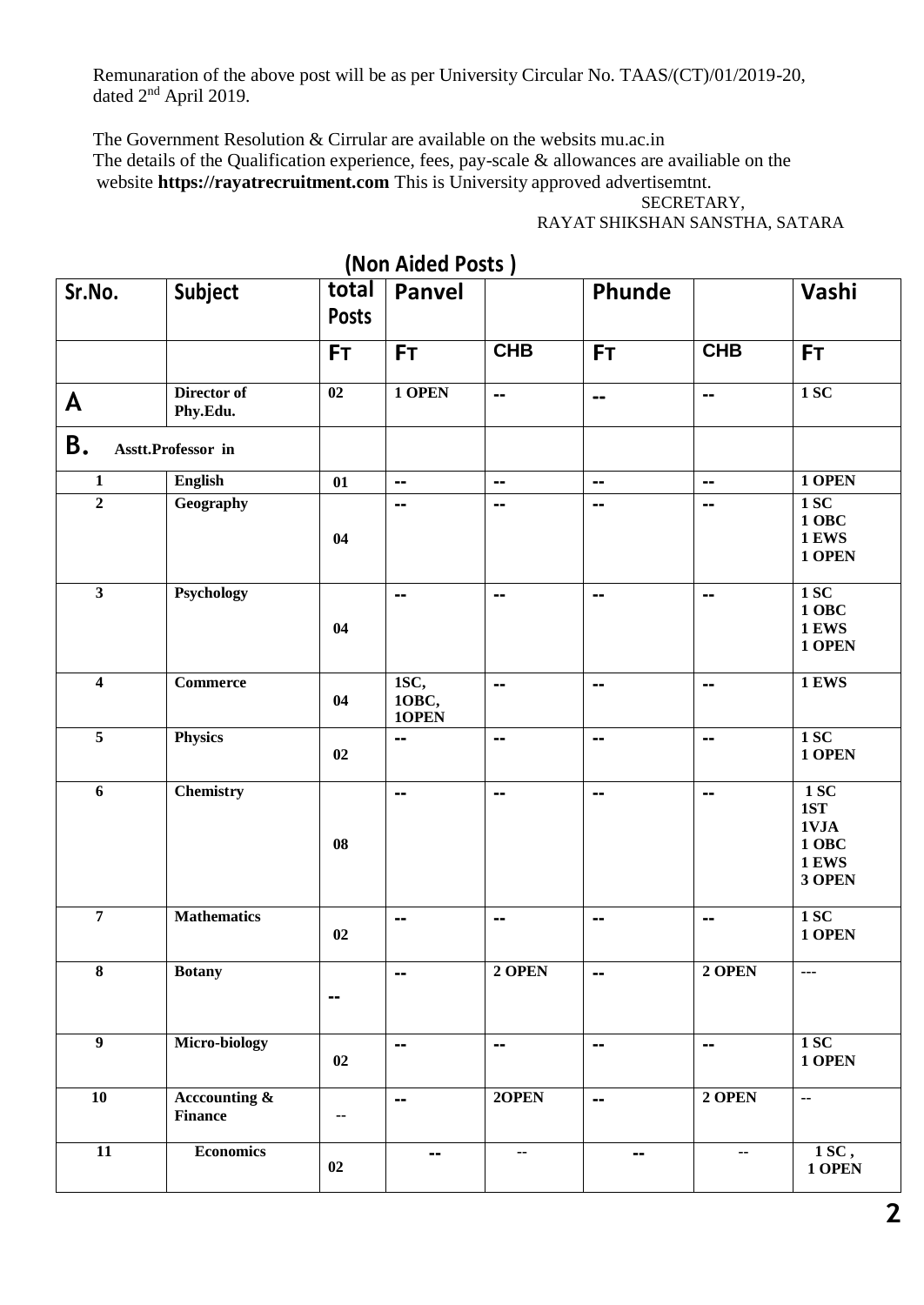Remunaration of the above post will be as per University Circular No. TAAS/(CT)/01/2019-20, dated 2nd April 2019.

The Government Resolution & Cirrular are available on the websits mu.ac.in
The details of the Qualification experience, fees, pay-scale & allowances are availiable on the website **https://rayatrecruitment.com** This is University approved advertisemtnt.

SECRETARY,
RAYAT SHIKSHAN SANSTHA, SATARA

## (Non Aided Posts )

| Sr.No. | Subject | total Posts | Panvel | | Phunde | | Vashi |
|---|---|---|---|---|---|---|---|
| | | FT | FT | CHB | FT | CHB | FT |
| A | **Director of Phy.Edu.** | 02 | 1 OPEN | -- | -- | -- | 1 SC |
| B. | **Asstt.Professor in** | | | | | | |
| 1 | **English** | 01 | -- | -- | -- | -- | 1 OPEN |
| 2 | **Geography** | 04 | -- | -- | -- | -- | 1 SC<br>1 OBC<br>1 EWS<br>1 OPEN |
| 3 | **Psychology** | 04 | -- | -- | -- | -- | 1 SC<br>1 OBC<br>1 EWS<br>1 OPEN |
| 4 | **Commerce** | 04 | 1SC,<br>1OBC,<br>1OPEN | -- | -- | -- | 1 EWS |
| 5 | **Physics** | 02 | -- | -- | -- | -- | 1 SC<br>1 OPEN |
| 6 | **Chemistry** | 08 | -- | -- | -- | -- | 1 SC<br>1ST<br>1VJA<br>1 OBC<br>1 EWS<br>3 OPEN |
| 7 | **Mathematics** | 02 | -- | -- | -- | -- | 1 SC<br>1 OPEN |
| 8 | **Botany** | -- | -- | 2 OPEN | -- | 2 OPEN | --- |
| 9 | **Micro-biology** | 02 | -- | -- | -- | -- | 1 SC<br>1 OPEN |
| 10 | **Acccounting & Finance** | -- | -- | 2OPEN | -- | 2 OPEN | -- |
| 11 | **Economics** | 02 | -- | -- | -- | -- | 1 SC ,<br>1 OPEN |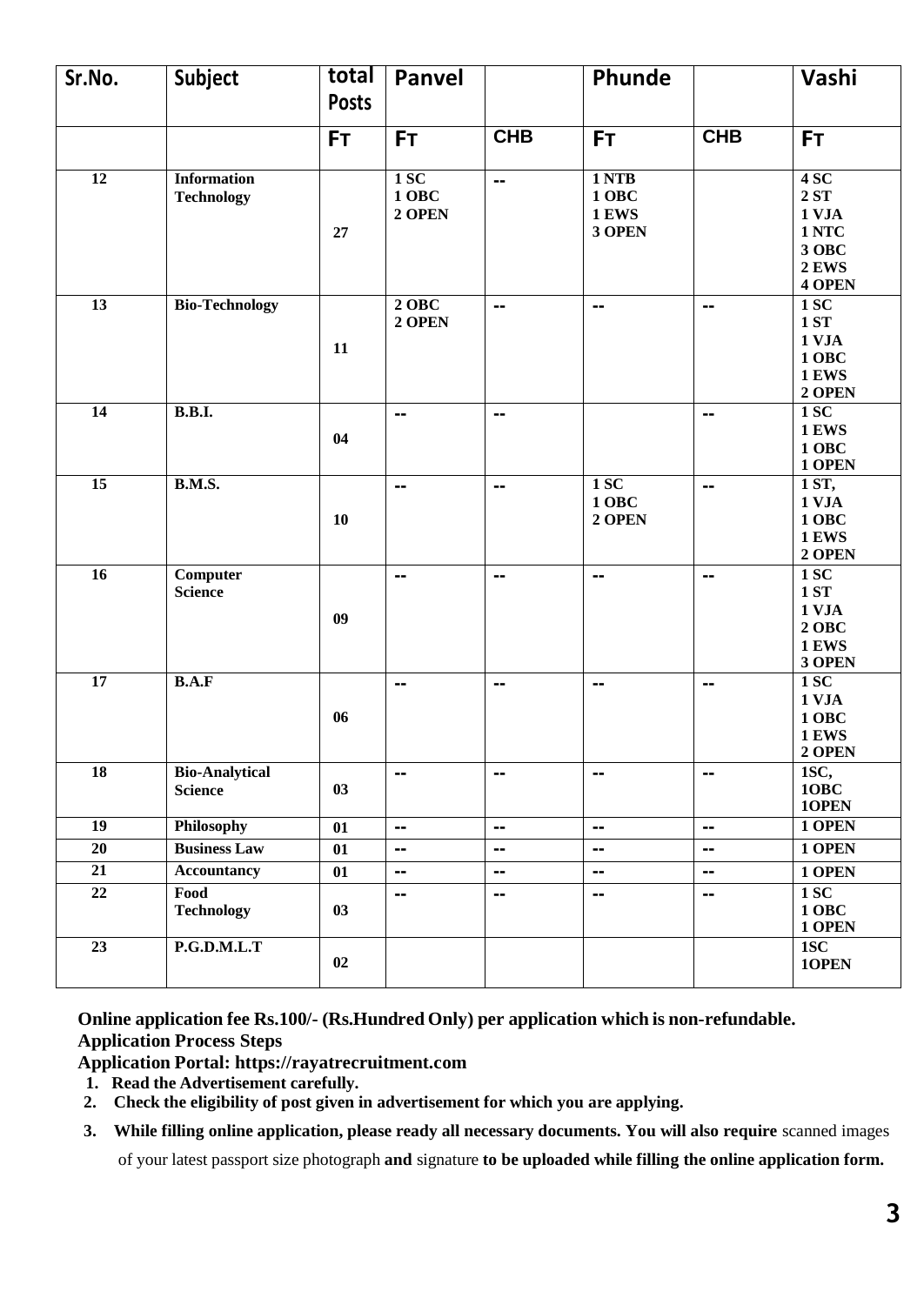| Sr.No. | Subject | total Posts | Panvel | | Phunde | | Vashi |
|---|---|---|---|---|---|---|---|
| | | FT | FT | CHB | FT | CHB | FT |
| 12 | Information Technology | 27 | 1 SC<br>1 OBC<br>2 OPEN | -- | 1 NTB<br>1 OBC<br>1 EWS<br>3 OPEN | | 4 SC<br>2 ST<br>1 VJA<br>1 NTC<br>3 OBC<br>2 EWS<br>4 OPEN |
| 13 | Bio-Technology | 11 | 2 OBC<br>2 OPEN | -- | -- | -- | 1 SC<br>1 ST<br>1 VJA<br>1 OBC<br>1 EWS<br>2 OPEN |
| 14 | B.B.I. | 04 | -- | -- | | -- | 1 SC<br>1 EWS<br>1 OBC<br>1 OPEN |
| 15 | B.M.S. | 10 | -- | -- | 1 SC<br>1 OBC<br>2 OPEN | -- | 1 ST,<br>1 VJA<br>1 OBC<br>1 EWS<br>2 OPEN |
| 16 | Computer Science | 09 | -- | -- | -- | -- | 1 SC<br>1 ST<br>1 VJA<br>2 OBC<br>1 EWS<br>3 OPEN |
| 17 | B.A.F | 06 | -- | -- | -- | -- | 1 SC<br>1 VJA<br>1 OBC<br>1 EWS<br>2 OPEN |
| 18 | Bio-Analytical Science | 03 | -- | -- | -- | -- | 1SC,<br>1OBC<br>1OPEN |
| 19 | Philosophy | 01 | -- | -- | -- | -- | 1 OPEN |
| 20 | Business Law | 01 | -- | -- | -- | -- | 1 OPEN |
| 21 | Accountancy | 01 | -- | -- | -- | -- | 1 OPEN |
| 22 | Food Technology | 03 | -- | -- | -- | -- | 1 SC<br>1 OBC<br>1 OPEN |
| 23 | P.G.D.M.L.T | 02 | | | | | 1SC<br>1OPEN |

**Online application fee Rs.100/- (Rs.Hundred Only) per application which is non-refundable.**

**Application Process Steps**

**Application Portal: https://rayatrecruitment.com**

1. **Read the Advertisement carefully.**
2. **Check the eligibility of post given in advertisement for which you are applying.**
3. **While filling online application, please ready all necessary documents. You will also require** scanned images of your latest passport size photograph **and** signature **to be uploaded while filling the online application form.**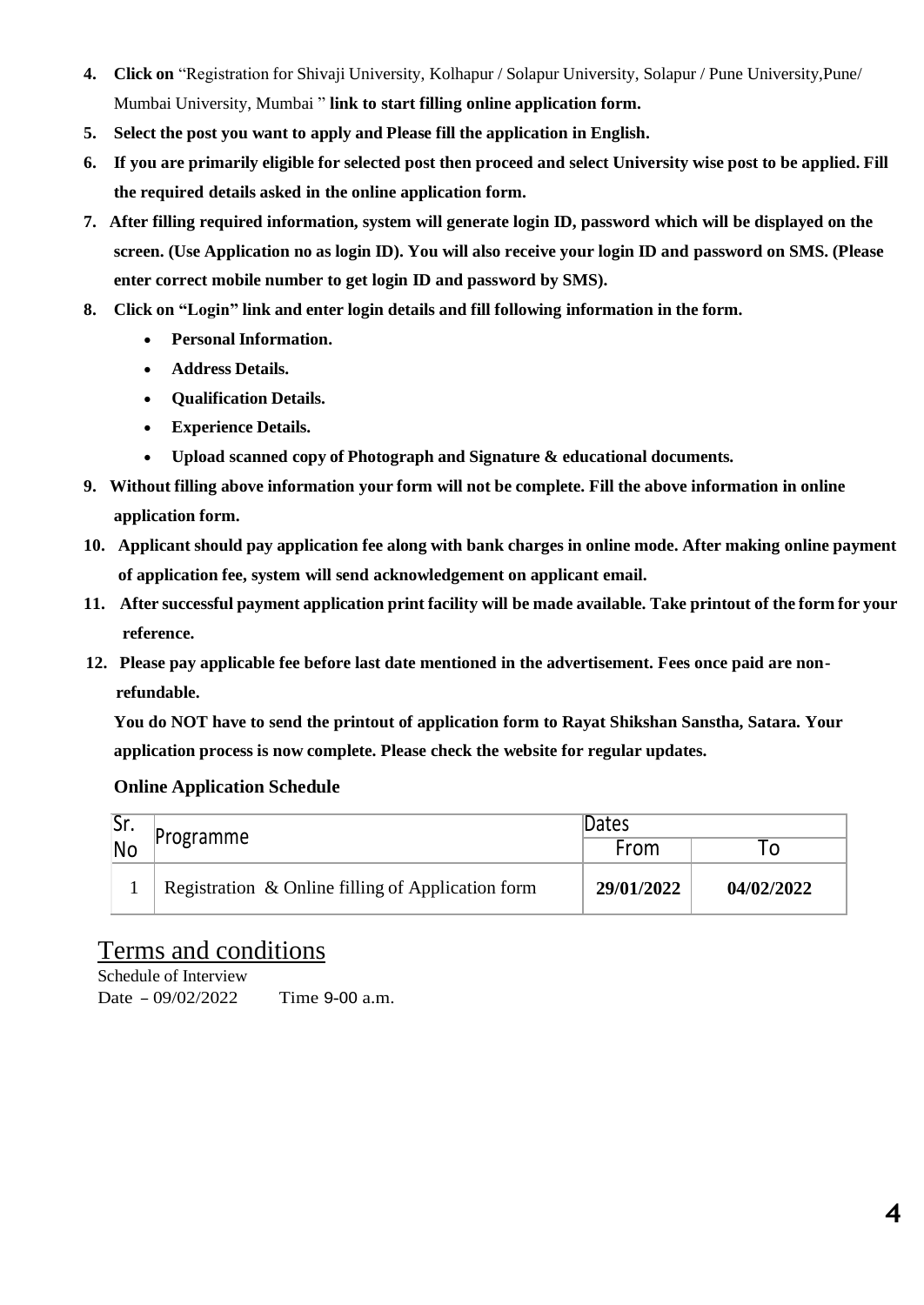4. **Click on** "Registration for Shivaji University, Kolhapur / Solapur University, Solapur / Pune University,Pune/ Mumbai University, Mumbai " **link to start filling online application form.**
5. **Select the post you want to apply and Please fill the application in English.**
6. **If you are primarily eligible for selected post then proceed and select University wise post to be applied. Fill the required details asked in the online application form.**
7. **After filling required information, system will generate login ID, password which will be displayed on the screen. (Use Application no as login ID). You will also receive your login ID and password on SMS. (Please enter correct mobile number to get login ID and password by SMS).**
8. **Click on "Login" link and enter login details and fill following information in the form.**
   - **Personal Information.**
   - **Address Details.**
   - **Qualification Details.**
   - **Experience Details.**
   - **Upload scanned copy of Photograph and Signature & educational documents.**
9. **Without filling above information your form will not be complete. Fill the above information in online application form.**
10. **Applicant should pay application fee along with bank charges in online mode. After making online payment of application fee, system will send acknowledgement on applicant email.**
11. **After successful payment application print facility will be made available. Take printout of the form for your reference.**
12. **Please pay applicable fee before last date mentioned in the advertisement. Fees once paid are non-refundable.**

**You do NOT have to send the printout of application form to Rayat Shikshan Sanstha, Satara. Your application process is now complete. Please check the website for regular updates.**

**Online Application Schedule**

| Sr. No | Programme | Dates | |
|---|---|---|---|
| | | From | To |
| 1 | Registration & Online filling of Application form | **29/01/2022** | **04/02/2022** |

## Terms and conditions

Schedule of Interview

Date – 09/02/2022 Time 9-00 a.m.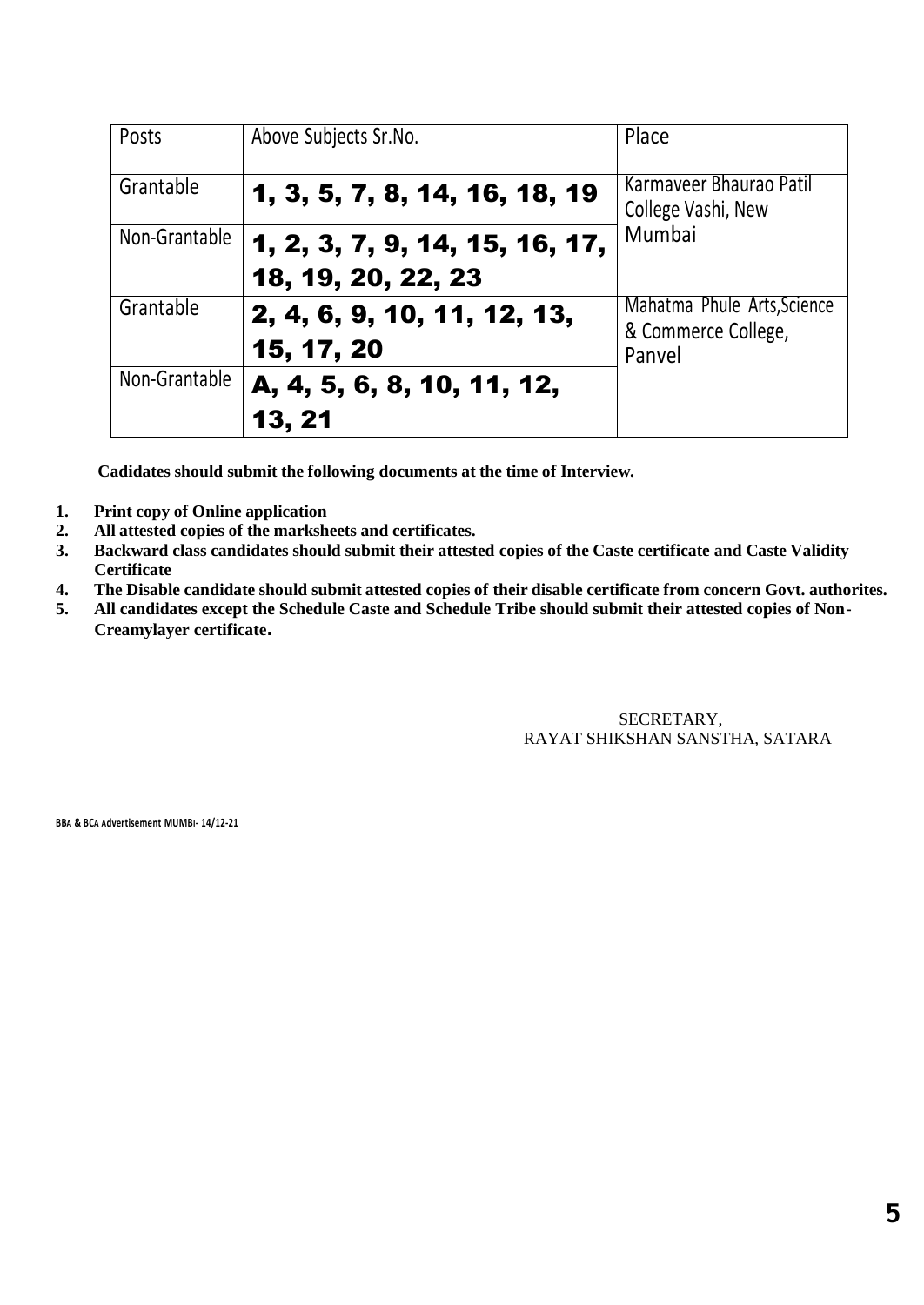| Posts | Above Subjects Sr.No. | Place |
|---|---|---|
| Grantable | 1, 3, 5, 7, 8, 14, 16, 18, 19 | Karmaveer Bhaurao Patil College Vashi, New Mumbai |
| Non-Grantable | 1, 2, 3, 7, 9, 14, 15, 16, 17, 18, 19, 20, 22, 23 | |
| Grantable | 2, 4, 6, 9, 10, 11, 12, 13, 15, 17, 20 | Mahatma Phule Arts,Science & Commerce College, Panvel |
| Non-Grantable | A, 4, 5, 6, 8, 10, 11, 12, 13, 21 | |

**Cadidates should submit the following documents at the time of Interview.**

1. **Print copy of Online application**
2. **All attested copies of the marksheets and certificates.**
3. **Backward class candidates should submit their attested copies of the Caste certificate and Caste Validity Certificate**
4. **The Disable candidate should submit attested copies of their disable certificate from concern Govt. authorites.**
5. **All candidates except the Schedule Caste and Schedule Tribe should submit their attested copies of Non-Creamylayer certificate.**

SECRETARY,
RAYAT SHIKSHAN SANSTHA, SATARA

**BBA & BCA Advertisement MUMBI- 14/12-21**